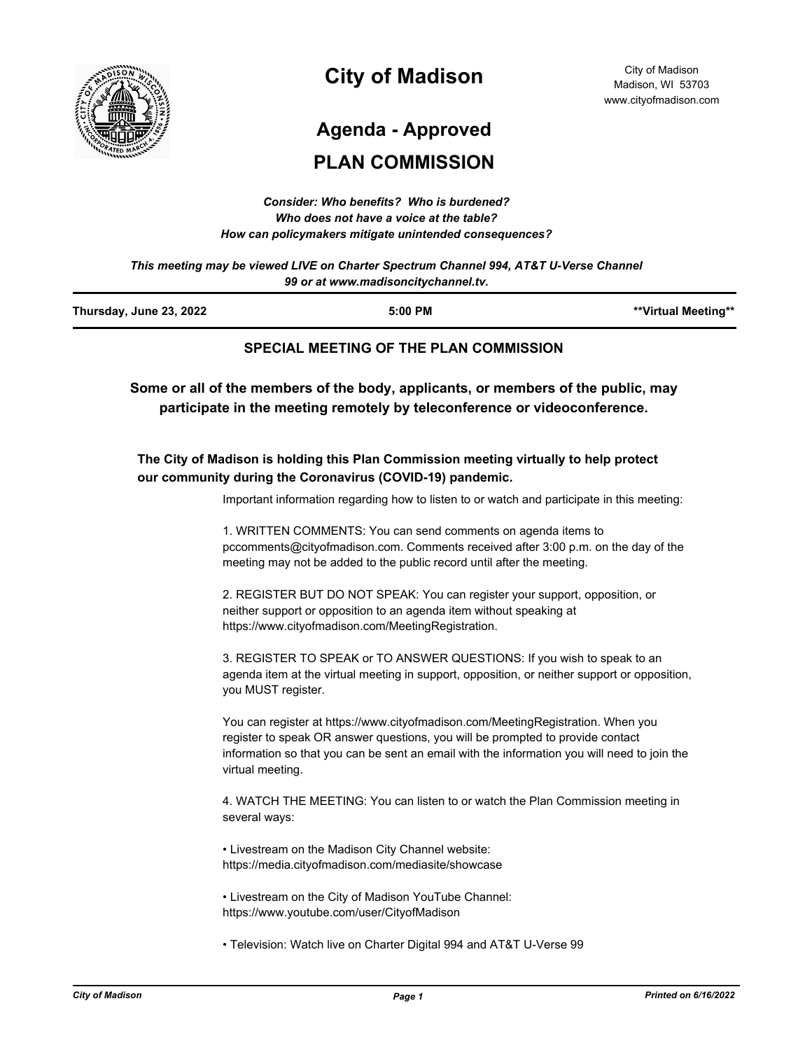# City of Madison

City of Madison
Madison, WI 53703
www.cityofmadison.com

## Agenda - Approved

## PLAN COMMISSION

*Consider: Who benefits? Who is burdened?*
*Who does not have a voice at the table?*
*How can policymakers mitigate unintended consequences?*

*This meeting may be viewed LIVE on Charter Spectrum Channel 994, AT&T U-Verse Channel 99 or at www.madisoncitychannel.tv.*

---

**Thursday, June 23, 2022** **5:00 PM** **\*\*Virtual Meeting\*\***

---

### SPECIAL MEETING OF THE PLAN COMMISSION

**Some or all of the members of the body, applicants, or members of the public, may participate in the meeting remotely by teleconference or videoconference.**

**The City of Madison is holding this Plan Commission meeting virtually to help protect our community during the Coronavirus (COVID-19) pandemic.**

Important information regarding how to listen to or watch and participate in this meeting:

1. WRITTEN COMMENTS: You can send comments on agenda items to pccomments@cityofmadison.com. Comments received after 3:00 p.m. on the day of the meeting may not be added to the public record until after the meeting.

2. REGISTER BUT DO NOT SPEAK: You can register your support, opposition, or neither support or opposition to an agenda item without speaking at https://www.cityofmadison.com/MeetingRegistration.

3. REGISTER TO SPEAK or TO ANSWER QUESTIONS: If you wish to speak to an agenda item at the virtual meeting in support, opposition, or neither support or opposition, you MUST register.

You can register at https://www.cityofmadison.com/MeetingRegistration. When you register to speak OR answer questions, you will be prompted to provide contact information so that you can be sent an email with the information you will need to join the virtual meeting.

4. WATCH THE MEETING: You can listen to or watch the Plan Commission meeting in several ways:

• Livestream on the Madison City Channel website: https://media.cityofmadison.com/mediasite/showcase

• Livestream on the City of Madison YouTube Channel: https://www.youtube.com/user/CityofMadison

• Television: Watch live on Charter Digital 994 and AT&T U-Verse 99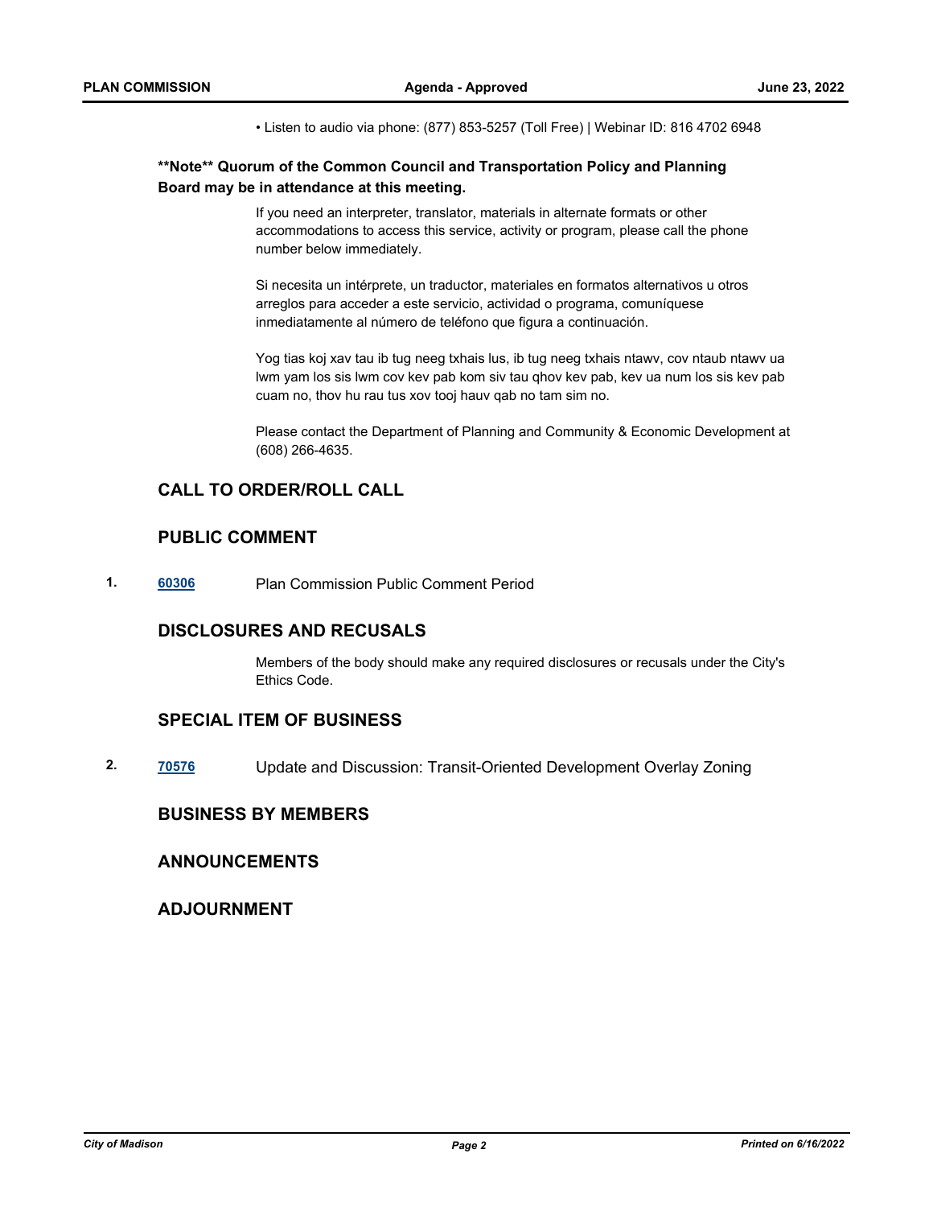• Listen to audio via phone: (877) 853-5257 (Toll Free) | Webinar ID: 816 4702 6948

**\*\*Note\*\* Quorum of the Common Council and Transportation Policy and Planning Board may be in attendance at this meeting.**

If you need an interpreter, translator, materials in alternate formats or other accommodations to access this service, activity or program, please call the phone number below immediately.

Si necesita un intérprete, un traductor, materiales en formatos alternativos u otros arreglos para acceder a este servicio, actividad o programa, comuníquese inmediatamente al número de teléfono que figura a continuación.

Yog tias koj xav tau ib tug neeg txhais lus, ib tug neeg txhais ntawv, cov ntaub ntawv ua lwm yam los sis lwm cov kev pab kom siv tau qhov kev pab, kev ua num los sis kev pab cuam no, thov hu rau tus xov tooj hauv qab no tam sim no.

Please contact the Department of Planning and Community & Economic Development at (608) 266-4635.

## CALL TO ORDER/ROLL CALL

## PUBLIC COMMENT

**1.** **60306** Plan Commission Public Comment Period

## DISCLOSURES AND RECUSALS

Members of the body should make any required disclosures or recusals under the City's Ethics Code.

## SPECIAL ITEM OF BUSINESS

**2.** **70576** Update and Discussion: Transit-Oriented Development Overlay Zoning

## BUSINESS BY MEMBERS

## ANNOUNCEMENTS

## ADJOURNMENT